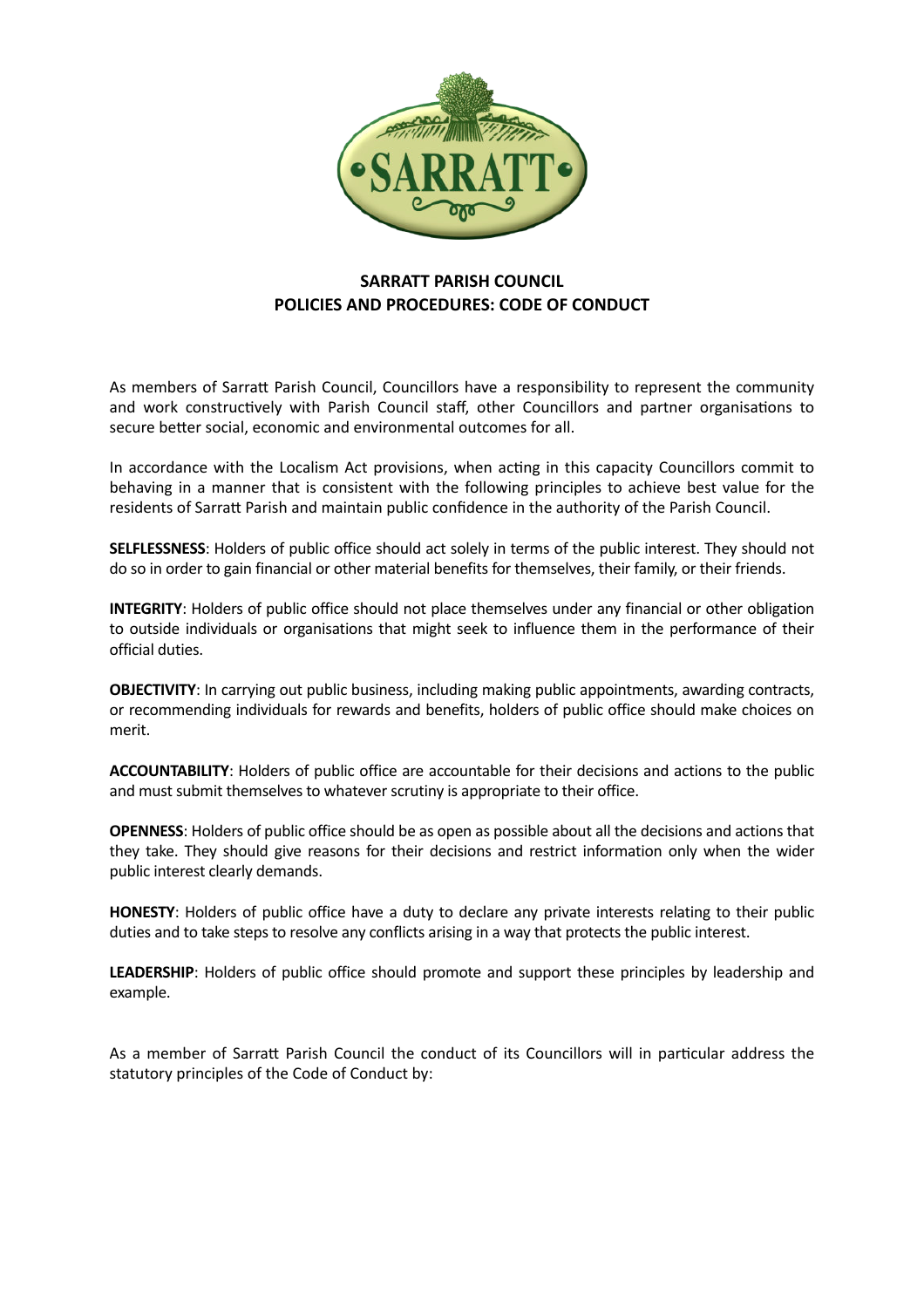# SARRATT PARISH COUNCIL
## POLICIES AND PROCEDURES: CODE OF CONDUCT

As members of Sarratt Parish Council, Councillors have a responsibility to represent the community and work constructively with Parish Council staff, other Councillors and partner organisations to secure better social, economic and environmental outcomes for all.

In accordance with the Localism Act provisions, when acting in this capacity Councillors commit to behaving in a manner that is consistent with the following principles to achieve best value for the residents of Sarratt Parish and maintain public confidence in the authority of the Parish Council.

**SELFLESSNESS**: Holders of public office should act solely in terms of the public interest. They should not do so in order to gain financial or other material benefits for themselves, their family, or their friends.

**INTEGRITY**: Holders of public office should not place themselves under any financial or other obligation to outside individuals or organisations that might seek to influence them in the performance of their official duties.

**OBJECTIVITY**: In carrying out public business, including making public appointments, awarding contracts, or recommending individuals for rewards and benefits, holders of public office should make choices on merit.

**ACCOUNTABILITY**: Holders of public office are accountable for their decisions and actions to the public and must submit themselves to whatever scrutiny is appropriate to their office.

**OPENNESS**: Holders of public office should be as open as possible about all the decisions and actions that they take. They should give reasons for their decisions and restrict information only when the wider public interest clearly demands.

**HONESTY**: Holders of public office have a duty to declare any private interests relating to their public duties and to take steps to resolve any conflicts arising in a way that protects the public interest.

**LEADERSHIP**: Holders of public office should promote and support these principles by leadership and example.

As a member of Sarratt Parish Council the conduct of its Councillors will in particular address the statutory principles of the Code of Conduct by: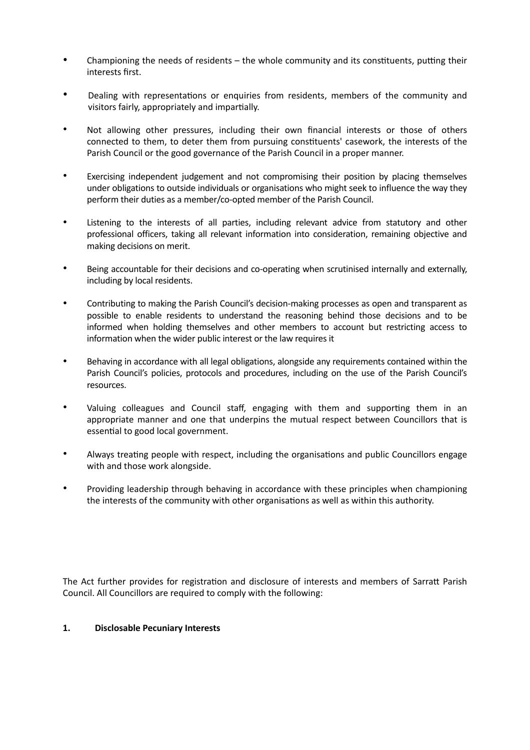- Championing the needs of residents – the whole community and its constituents, putting their interests first.
- Dealing with representations or enquiries from residents, members of the community and visitors fairly, appropriately and impartially.
- Not allowing other pressures, including their own financial interests or those of others connected to them, to deter them from pursuing constituents' casework, the interests of the Parish Council or the good governance of the Parish Council in a proper manner.
- Exercising independent judgement and not compromising their position by placing themselves under obligations to outside individuals or organisations who might seek to influence the way they perform their duties as a member/co-opted member of the Parish Council.
- Listening to the interests of all parties, including relevant advice from statutory and other professional officers, taking all relevant information into consideration, remaining objective and making decisions on merit.
- Being accountable for their decisions and co-operating when scrutinised internally and externally, including by local residents.
- Contributing to making the Parish Council's decision-making processes as open and transparent as possible to enable residents to understand the reasoning behind those decisions and to be informed when holding themselves and other members to account but restricting access to information when the wider public interest or the law requires it
- Behaving in accordance with all legal obligations, alongside any requirements contained within the Parish Council's policies, protocols and procedures, including on the use of the Parish Council's resources.
- Valuing colleagues and Council staff, engaging with them and supporting them in an appropriate manner and one that underpins the mutual respect between Councillors that is essential to good local government.
- Always treating people with respect, including the organisations and public Councillors engage with and those work alongside.
- Providing leadership through behaving in accordance with these principles when championing the interests of the community with other organisations as well as within this authority.

The Act further provides for registration and disclosure of interests and members of Sarratt Parish Council. All Councillors are required to comply with the following:

**1. Disclosable Pecuniary Interests**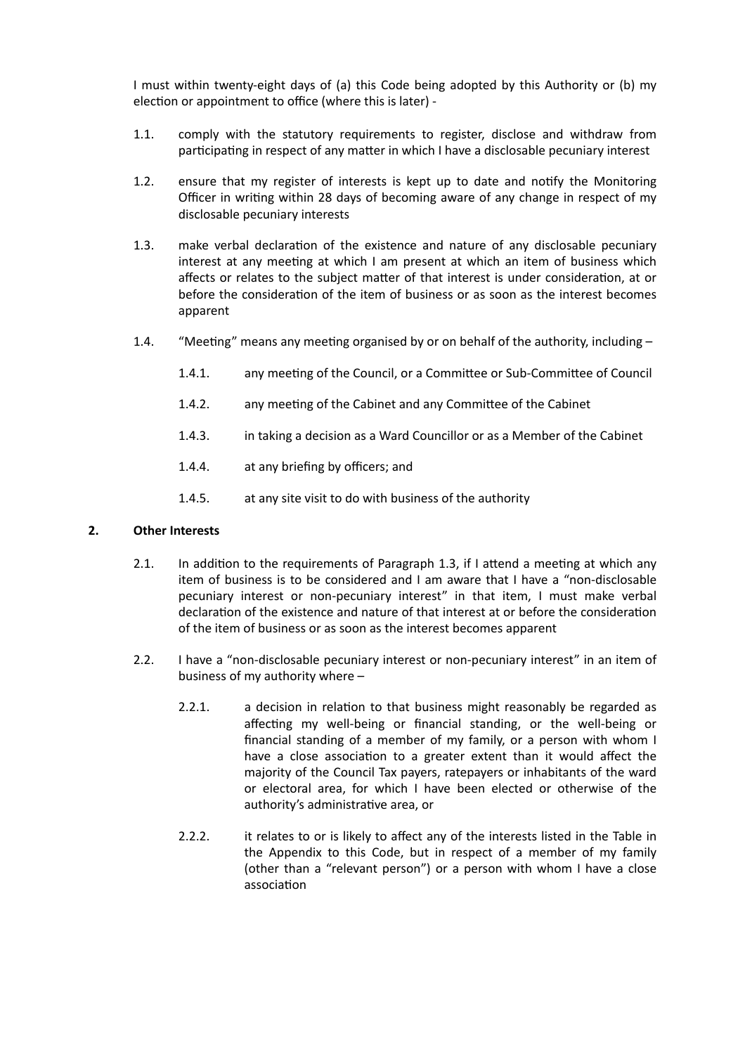I must within twenty-eight days of (a) this Code being adopted by this Authority or (b) my election or appointment to office (where this is later) -

1.1. comply with the statutory requirements to register, disclose and withdraw from participating in respect of any matter in which I have a disclosable pecuniary interest

1.2. ensure that my register of interests is kept up to date and notify the Monitoring Officer in writing within 28 days of becoming aware of any change in respect of my disclosable pecuniary interests

1.3. make verbal declaration of the existence and nature of any disclosable pecuniary interest at any meeting at which I am present at which an item of business which affects or relates to the subject matter of that interest is under consideration, at or before the consideration of the item of business or as soon as the interest becomes apparent

1.4. "Meeting" means any meeting organised by or on behalf of the authority, including –

1.4.1. any meeting of the Council, or a Committee or Sub-Committee of Council

1.4.2. any meeting of the Cabinet and any Committee of the Cabinet

1.4.3. in taking a decision as a Ward Councillor or as a Member of the Cabinet

1.4.4. at any briefing by officers; and

1.4.5. at any site visit to do with business of the authority

## 2. Other Interests

2.1. In addition to the requirements of Paragraph 1.3, if I attend a meeting at which any item of business is to be considered and I am aware that I have a "non-disclosable pecuniary interest or non-pecuniary interest" in that item, I must make verbal declaration of the existence and nature of that interest at or before the consideration of the item of business or as soon as the interest becomes apparent

2.2. I have a "non-disclosable pecuniary interest or non-pecuniary interest" in an item of business of my authority where –

2.2.1. a decision in relation to that business might reasonably be regarded as affecting my well-being or financial standing, or the well-being or financial standing of a member of my family, or a person with whom I have a close association to a greater extent than it would affect the majority of the Council Tax payers, ratepayers or inhabitants of the ward or electoral area, for which I have been elected or otherwise of the authority's administrative area, or

2.2.2. it relates to or is likely to affect any of the interests listed in the Table in the Appendix to this Code, but in respect of a member of my family (other than a "relevant person") or a person with whom I have a close association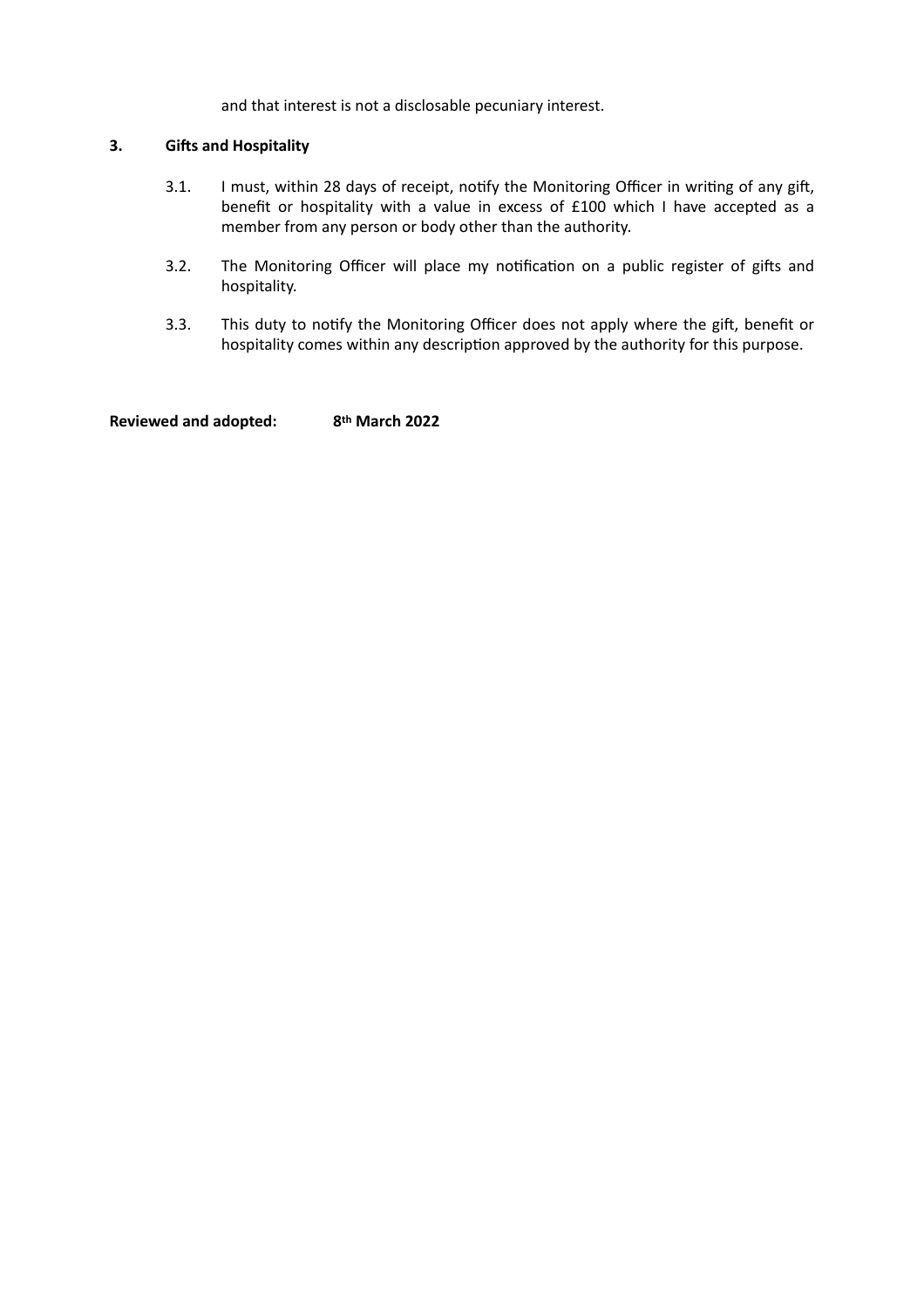and that interest is not a disclosable pecuniary interest.

## 3. Gifts and Hospitality

3.1. I must, within 28 days of receipt, notify the Monitoring Officer in writing of any gift, benefit or hospitality with a value in excess of £100 which I have accepted as a member from any person or body other than the authority.

3.2. The Monitoring Officer will place my notification on a public register of gifts and hospitality.

3.3. This duty to notify the Monitoring Officer does not apply where the gift, benefit or hospitality comes within any description approved by the authority for this purpose.

**Reviewed and adopted: 8th March 2022**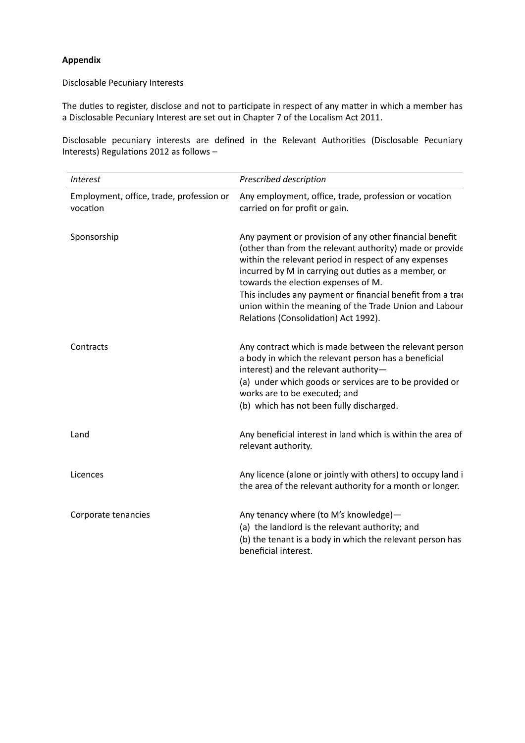**Appendix**

Disclosable Pecuniary Interests

The duties to register, disclose and not to participate in respect of any matter in which a member has a Disclosable Pecuniary Interest are set out in Chapter 7 of the Localism Act 2011.

Disclosable pecuniary interests are defined in the Relevant Authorities (Disclosable Pecuniary Interests) Regulations 2012 as follows –

| *Interest* | *Prescribed description* |
|---|---|
| Employment, office, trade, profession or vocation | Any employment, office, trade, profession or vocation carried on for profit or gain. |
| Sponsorship | Any payment or provision of any other financial benefit (other than from the relevant authority) made or provide within the relevant period in respect of any expenses incurred by M in carrying out duties as a member, or towards the election expenses of M.<br>This includes any payment or financial benefit from a trad union within the meaning of the Trade Union and Labour Relations (Consolidation) Act 1992). |
| Contracts | Any contract which is made between the relevant person a body in which the relevant person has a beneficial interest) and the relevant authority—<br>(a) under which goods or services are to be provided or works are to be executed; and<br>(b) which has not been fully discharged. |
| Land | Any beneficial interest in land which is within the area of relevant authority. |
| Licences | Any licence (alone or jointly with others) to occupy land i the area of the relevant authority for a month or longer. |
| Corporate tenancies | Any tenancy where (to M's knowledge)—<br>(a) the landlord is the relevant authority; and<br>(b) the tenant is a body in which the relevant person has beneficial interest. |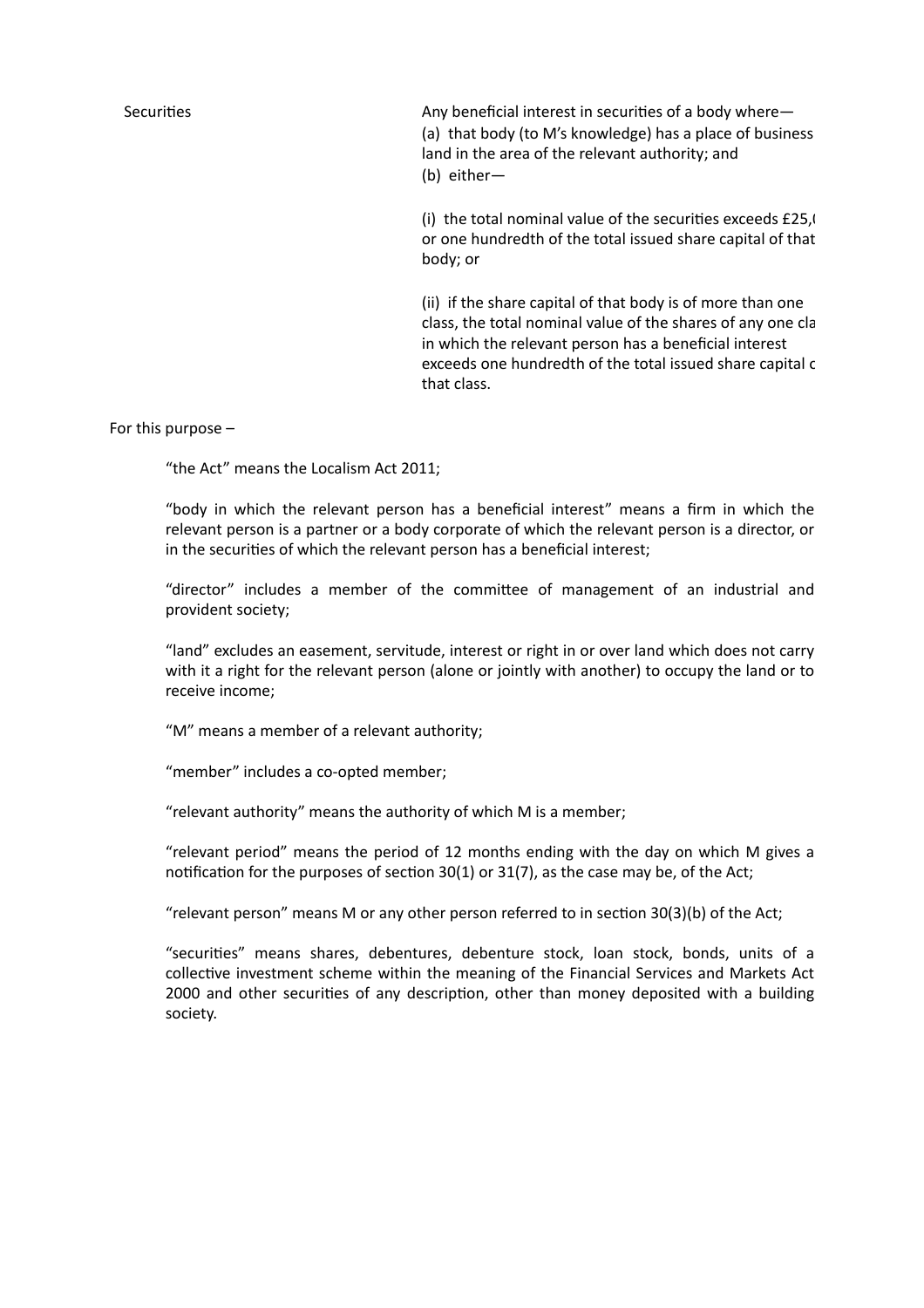| | |
|---|---|
| Securities | Any beneficial interest in securities of a body where—<br>(a) that body (to M's knowledge) has a place of business land in the area of the relevant authority; and<br>(b) either—<br><br>(i) the total nominal value of the securities exceeds £25,( or one hundredth of the total issued share capital of that body; or<br><br>(ii) if the share capital of that body is of more than one class, the total nominal value of the shares of any one cla in which the relevant person has a beneficial interest exceeds one hundredth of the total issued share capital c that class. |

For this purpose –

"the Act" means the Localism Act 2011;

"body in which the relevant person has a beneficial interest" means a firm in which the relevant person is a partner or a body corporate of which the relevant person is a director, or in the securities of which the relevant person has a beneficial interest;

"director" includes a member of the committee of management of an industrial and provident society;

"land" excludes an easement, servitude, interest or right in or over land which does not carry with it a right for the relevant person (alone or jointly with another) to occupy the land or to receive income;

"M" means a member of a relevant authority;

"member" includes a co-opted member;

"relevant authority" means the authority of which M is a member;

"relevant period" means the period of 12 months ending with the day on which M gives a notification for the purposes of section 30(1) or 31(7), as the case may be, of the Act;

"relevant person" means M or any other person referred to in section 30(3)(b) of the Act;

"securities" means shares, debentures, debenture stock, loan stock, bonds, units of a collective investment scheme within the meaning of the Financial Services and Markets Act 2000 and other securities of any description, other than money deposited with a building society.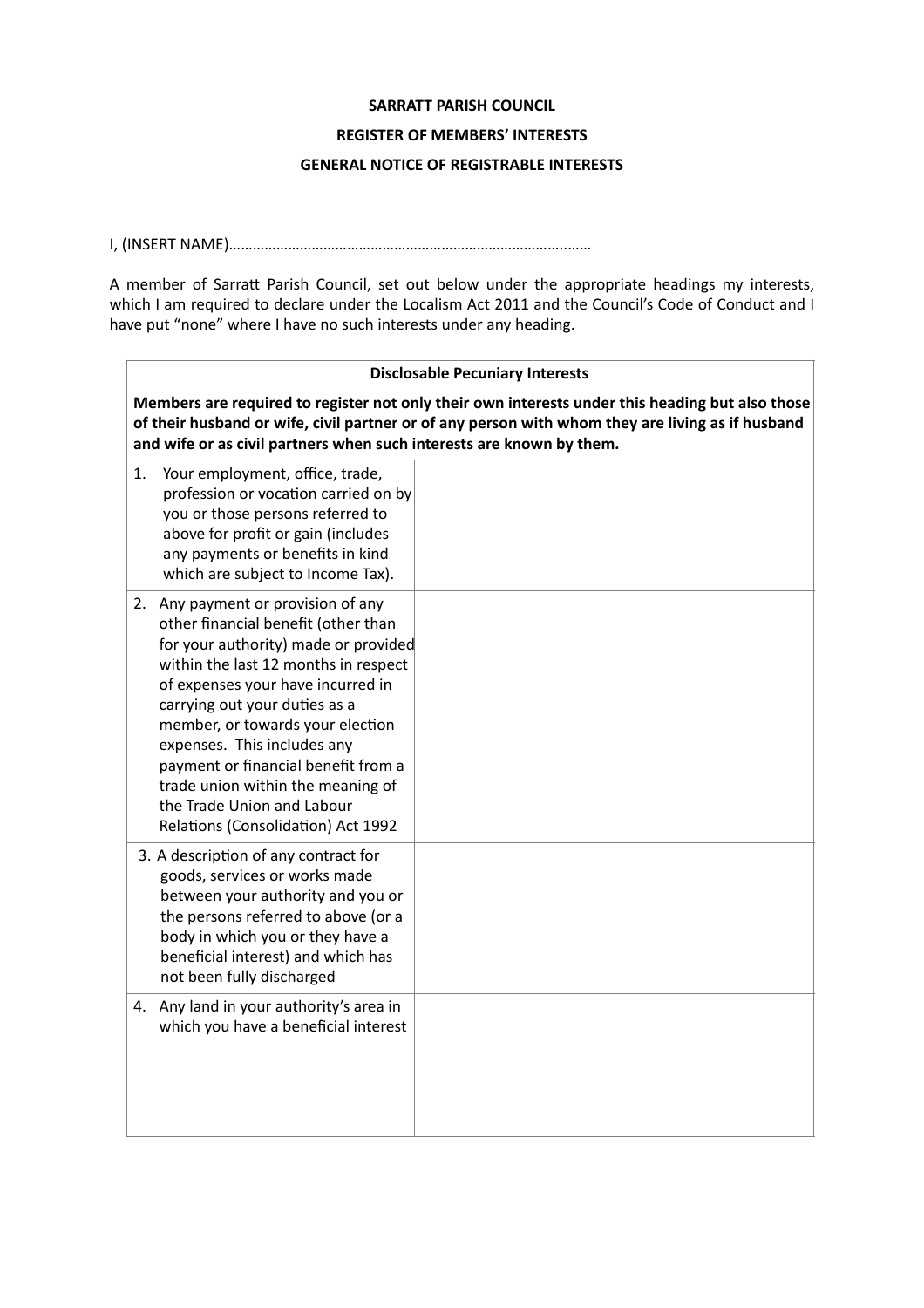**SARRATT PARISH COUNCIL**

**REGISTER OF MEMBERS' INTERESTS**

**GENERAL NOTICE OF REGISTRABLE INTERESTS**

I, (INSERT NAME)………………………………………………………………………………

A member of Sarratt Parish Council, set out below under the appropriate headings my interests, which I am required to declare under the Localism Act 2011 and the Council's Code of Conduct and I have put "none" where I have no such interests under any heading.

| **Disclosable Pecuniary Interests**<br><br>**Members are required to register not only their own interests under this heading but also those of their husband or wife, civil partner or of any person with whom they are living as if husband and wife or as civil partners when such interests are known by them.** | |
|---|---|
| 1. Your employment, office, trade, profession or vocation carried on by you or those persons referred to above for profit or gain (includes any payments or benefits in kind which are subject to Income Tax). | |
| 2. Any payment or provision of any other financial benefit (other than for your authority) made or provided within the last 12 months in respect of expenses your have incurred in carrying out your duties as a member, or towards your election expenses. This includes any payment or financial benefit from a trade union within the meaning of the Trade Union and Labour Relations (Consolidation) Act 1992 | |
| 3. A description of any contract for goods, services or works made between your authority and you or the persons referred to above (or a body in which you or they have a beneficial interest) and which has not been fully discharged | |
| 4. Any land in your authority's area in which you have a beneficial interest | |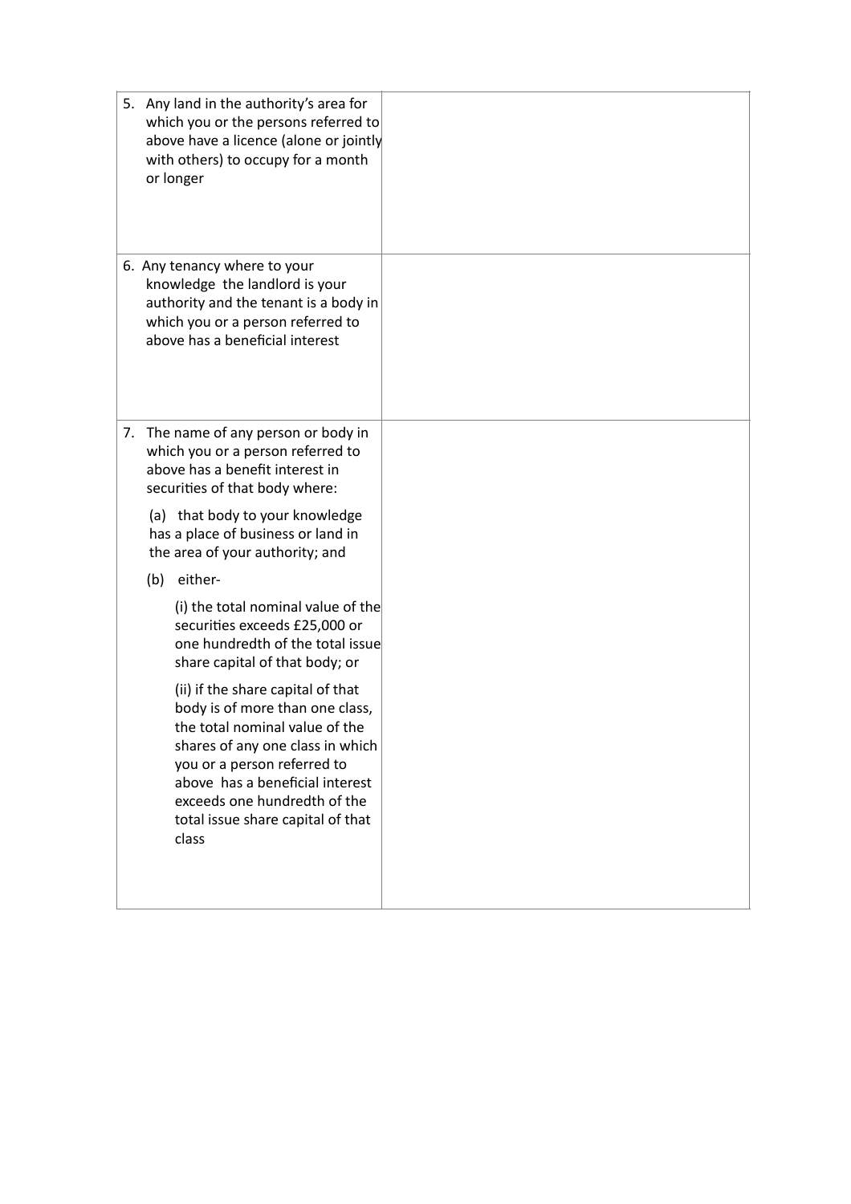| | |
|---|---|
| 5. Any land in the authority's area for which you or the persons referred to above have a licence (alone or jointly with others) to occupy for a month or longer | |
| 6. Any tenancy where to your knowledge the landlord is your authority and the tenant is a body in which you or a person referred to above has a beneficial interest | |
| 7. The name of any person or body in which you or a person referred to above has a benefit interest in securities of that body where:<br><br>(a) that body to your knowledge has a place of business or land in the area of your authority; and<br><br>(b) either-<br><br>(i) the total nominal value of the securities exceeds £25,000 or one hundredth of the total issue share capital of that body; or<br><br>(ii) if the share capital of that body is of more than one class, the total nominal value of the shares of any one class in which you or a person referred to above has a beneficial interest exceeds one hundredth of the total issue share capital of that class | |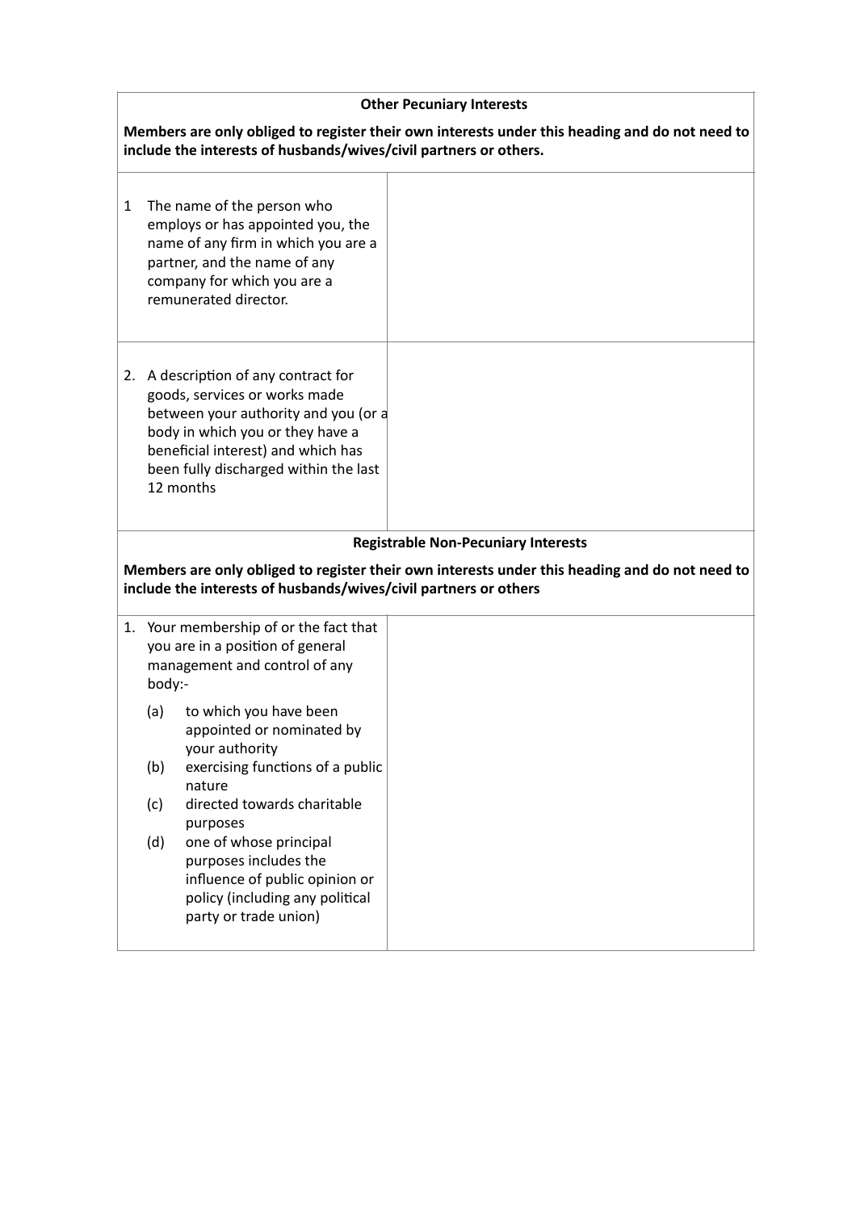| **Other Pecuniary Interests** | |
|---|---|
| **Members are only obliged to register their own interests under this heading and do not need to include the interests of husbands/wives/civil partners or others.** | |
| 1 The name of the person who employs or has appointed you, the name of any firm in which you are a partner, and the name of any company for which you are a remunerated director. | |
| 2. A description of any contract for goods, services or works made between your authority and you (or a body in which you or they have a beneficial interest) and which has been fully discharged within the last 12 months | |
| **Registrable Non-Pecuniary Interests** | |
| **Members are only obliged to register their own interests under this heading and do not need to include the interests of husbands/wives/civil partners or others** | |
| 1. Your membership of or the fact that you are in a position of general management and control of any body:- (a) to which you have been appointed or nominated by your authority (b) exercising functions of a public nature (c) directed towards charitable purposes (d) one of whose principal purposes includes the influence of public opinion or policy (including any political party or trade union) | |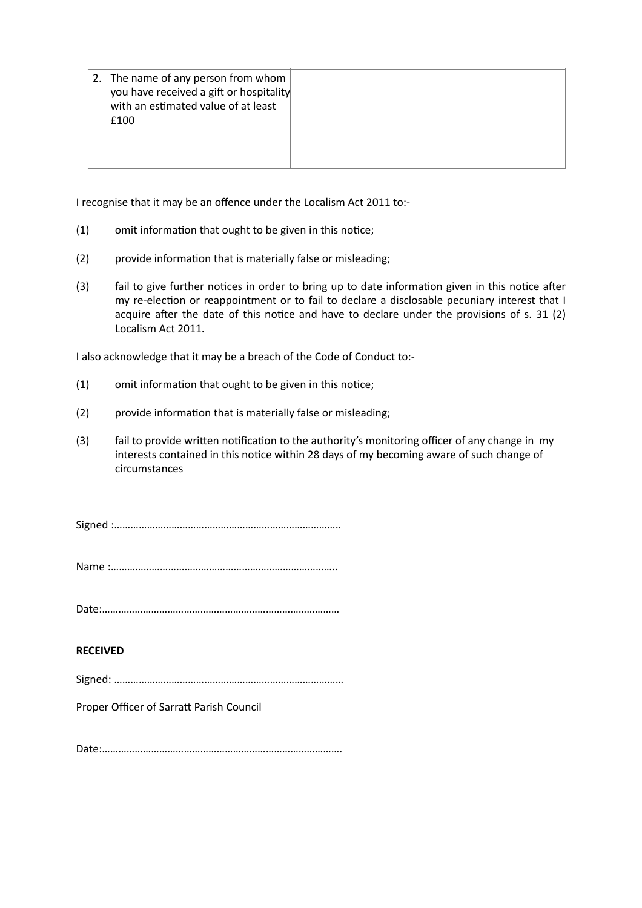| | |
|---|---|
| 2. The name of any person from whom you have received a gift or hospitality with an estimated value of at least £100 | |

I recognise that it may be an offence under the Localism Act 2011 to:-

(1) omit information that ought to be given in this notice;

(2) provide information that is materially false or misleading;

(3) fail to give further notices in order to bring up to date information given in this notice after my re-election or reappointment or to fail to declare a disclosable pecuniary interest that I acquire after the date of this notice and have to declare under the provisions of s. 31 (2) Localism Act 2011.

I also acknowledge that it may be a breach of the Code of Conduct to:-

(1) omit information that ought to be given in this notice;

(2) provide information that is materially false or misleading;

(3) fail to provide written notification to the authority's monitoring officer of any change in my interests contained in this notice within 28 days of my becoming aware of such change of circumstances

Signed :…………………………………………………………………………..

Name :…………………………………………………………………………..

Date:…………………………………………………………………………….

**RECEIVED**

Signed: …………………………………………………………………………

Proper Officer of Sarratt Parish Council

Date:…………………………………………………………………………….